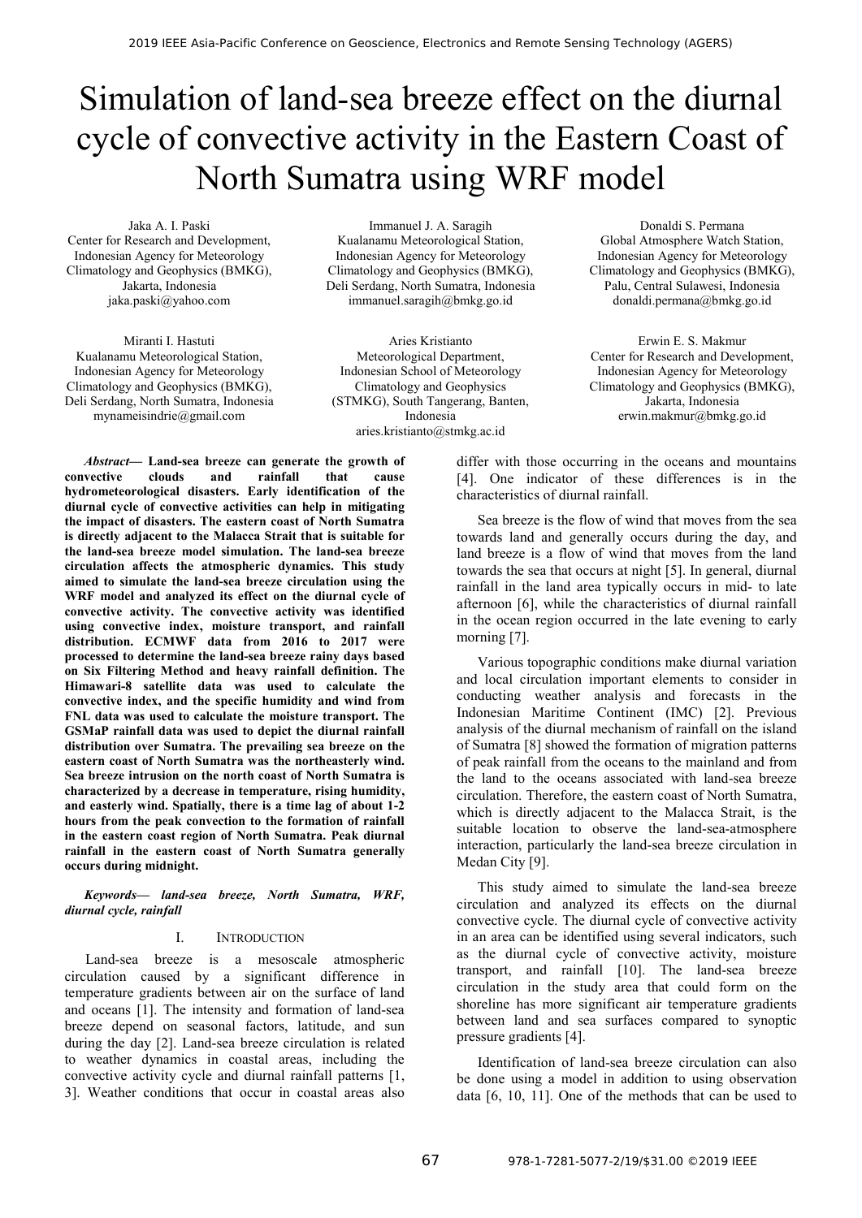# Simulation of land-sea breeze effect on the diurnal cycle of convective activity in the Eastern Coast of North Sumatra using WRF model

Jaka A. I. Paski
Center for Research and Development, Indonesian Agency for Meteorology Climatology and Geophysics (BMKG), Jakarta, Indonesia
jaka.paski@yahoo.com

Immanuel J. A. Saragih
Kualanamu Meteorological Station, Indonesian Agency for Meteorology Climatology and Geophysics (BMKG), Deli Serdang, North Sumatra, Indonesia
immanuel.saragih@bmkg.go.id

Donaldi S. Permana
Global Atmosphere Watch Station, Indonesian Agency for Meteorology Climatology and Geophysics (BMKG), Palu, Central Sulawesi, Indonesia
donaldi.permana@bmkg.go.id

Miranti I. Hastuti
Kualanamu Meteorological Station, Indonesian Agency for Meteorology Climatology and Geophysics (BMKG), Deli Serdang, North Sumatra, Indonesia
mynameisindrie@gmail.com

Aries Kristianto
Meteorological Department, Indonesian School of Meteorology Climatology and Geophysics (STMKG), South Tangerang, Banten, Indonesia
aries.kristianto@stmkg.ac.id

Erwin E. S. Makmur
Center for Research and Development, Indonesian Agency for Meteorology Climatology and Geophysics (BMKG), Jakarta, Indonesia
erwin.makmur@bmkg.go.id

***Abstract*— Land-sea breeze can generate the growth of convective clouds and rainfall that cause hydrometeorological disasters. Early identification of the diurnal cycle of convective activities can help in mitigating the impact of disasters. The eastern coast of North Sumatra is directly adjacent to the Malacca Strait that is suitable for the land-sea breeze model simulation. The land-sea breeze circulation affects the atmospheric dynamics. This study aimed to simulate the land-sea breeze circulation using the WRF model and analyzed its effect on the diurnal cycle of convective activity. The convective activity was identified using convective index, moisture transport, and rainfall distribution. ECMWF data from 2016 to 2017 were processed to determine the land-sea breeze rainy days based on Six Filtering Method and heavy rainfall definition. The Himawari-8 satellite data was used to calculate the convective index, and the specific humidity and wind from FNL data was used to calculate the moisture transport. The GSMaP rainfall data was used to depict the diurnal rainfall distribution over Sumatra. The prevailing sea breeze on the eastern coast of North Sumatra was the northeasterly wind. Sea breeze intrusion on the north coast of North Sumatra is characterized by a decrease in temperature, rising humidity, and easterly wind. Spatially, there is a time lag of about 1-2 hours from the peak convection to the formation of rainfall in the eastern coast region of North Sumatra. Peak diurnal rainfall in the eastern coast of North Sumatra generally occurs during midnight.**

***Keywords*— *land-sea breeze, North Sumatra, WRF, diurnal cycle, rainfall***

## I. Introduction

Land-sea breeze is a mesoscale atmospheric circulation caused by a significant difference in temperature gradients between air on the surface of land and oceans [1]. The intensity and formation of land-sea breeze depend on seasonal factors, latitude, and sun during the day [2]. Land-sea breeze circulation is related to weather dynamics in coastal areas, including the convective activity cycle and diurnal rainfall patterns [1, 3]. Weather conditions that occur in coastal areas also differ with those occurring in the oceans and mountains [4]. One indicator of these differences is in the characteristics of diurnal rainfall.

Sea breeze is the flow of wind that moves from the sea towards land and generally occurs during the day, and land breeze is a flow of wind that moves from the land towards the sea that occurs at night [5]. In general, diurnal rainfall in the land area typically occurs in mid- to late afternoon [6], while the characteristics of diurnal rainfall in the ocean region occurred in the late evening to early morning [7].

Various topographic conditions make diurnal variation and local circulation important elements to consider in conducting weather analysis and forecasts in the Indonesian Maritime Continent (IMC) [2]. Previous analysis of the diurnal mechanism of rainfall on the island of Sumatra [8] showed the formation of migration patterns of peak rainfall from the oceans to the mainland and from the land to the oceans associated with land-sea breeze circulation. Therefore, the eastern coast of North Sumatra, which is directly adjacent to the Malacca Strait, is the suitable location to observe the land-sea-atmosphere interaction, particularly the land-sea breeze circulation in Medan City [9].

This study aimed to simulate the land-sea breeze circulation and analyzed its effects on the diurnal convective cycle. The diurnal cycle of convective activity in an area can be identified using several indicators, such as the diurnal cycle of convective activity, moisture transport, and rainfall [10]. The land-sea breeze circulation in the study area that could form on the shoreline has more significant air temperature gradients between land and sea surfaces compared to synoptic pressure gradients [4].

Identification of land-sea breeze circulation can also be done using a model in addition to using observation data [6, 10, 11]. One of the methods that can be used to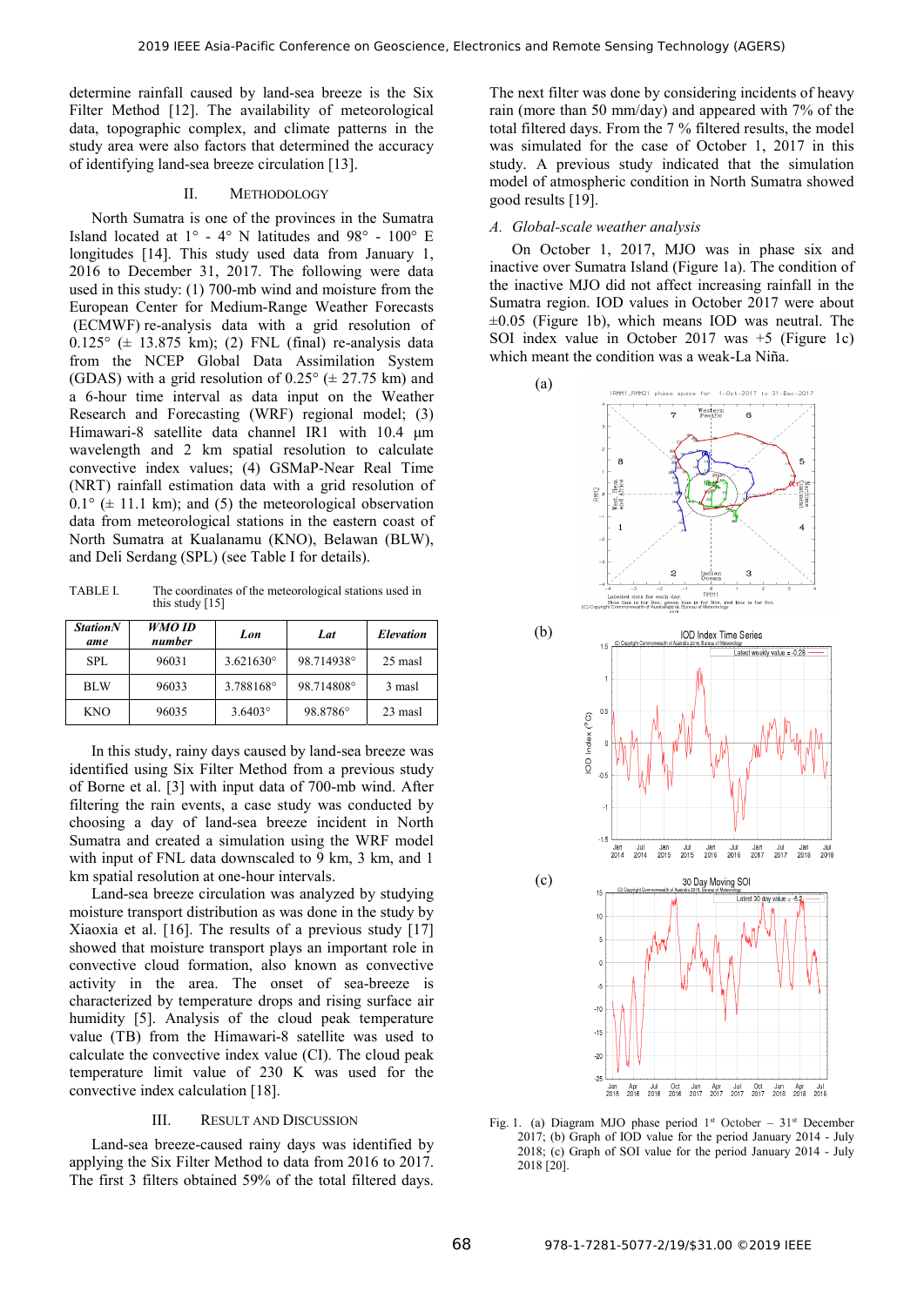determine rainfall caused by land-sea breeze is the Six Filter Method [12]. The availability of meteorological data, topographic complex, and climate patterns in the study area were also factors that determined the accuracy of identifying land-sea breeze circulation [13].

## II. Methodology

North Sumatra is one of the provinces in the Sumatra Island located at 1° - 4° N latitudes and 98° - 100° E longitudes [14]. This study used data from January 1, 2016 to December 31, 2017. The following were data used in this study: (1) 700-mb wind and moisture from the European Center for Medium-Range Weather Forecasts (ECMWF) re-analysis data with a grid resolution of 0.125° (± 13.875 km); (2) FNL (final) re-analysis data from the NCEP Global Data Assimilation System (GDAS) with a grid resolution of 0.25° (± 27.75 km) and a 6-hour time interval as data input on the Weather Research and Forecasting (WRF) regional model; (3) Himawari-8 satellite data channel IR1 with 10.4 µm wavelength and 2 km spatial resolution to calculate convective index values; (4) GSMaP-Near Real Time (NRT) rainfall estimation data with a grid resolution of 0.1° (± 11.1 km); and (5) the meteorological observation data from meteorological stations in the eastern coast of North Sumatra at Kualanamu (KNO), Belawan (BLW), and Deli Serdang (SPL) (see Table I for details).

TABLE I. The coordinates of the meteorological stations used in this study [15]

| *StationName* | *WMO ID number* | *Lon* | *Lat* | *Elevation* |
|---|---|---|---|---|
| SPL | 96031 | 3.621630° | 98.714938° | 25 masl |
| BLW | 96033 | 3.788168° | 98.714808° | 3 masl |
| KNO | 96035 | 3.6403° | 98.8786° | 23 masl |

In this study, rainy days caused by land-sea breeze was identified using Six Filter Method from a previous study of Borne et al. [3] with input data of 700-mb wind. After filtering the rain events, a case study was conducted by choosing a day of land-sea breeze incident in North Sumatra and created a simulation using the WRF model with input of FNL data downscaled to 9 km, 3 km, and 1 km spatial resolution at one-hour intervals.

Land-sea breeze circulation was analyzed by studying moisture transport distribution as was done in the study by Xiaoxia et al. [16]. The results of a previous study [17] showed that moisture transport plays an important role in convective cloud formation, also known as convective activity in the area. The onset of sea-breeze is characterized by temperature drops and rising surface air humidity [5]. Analysis of the cloud peak temperature value (TB) from the Himawari-8 satellite was used to calculate the convective index value (CI). The cloud peak temperature limit value of 230 K was used for the convective index calculation [18].

## III. Result and Discussion

Land-sea breeze-caused rainy days was identified by applying the Six Filter Method to data from 2016 to 2017. The first 3 filters obtained 59% of the total filtered days. The next filter was done by considering incidents of heavy rain (more than 50 mm/day) and appeared with 7% of the total filtered days. From the 7 % filtered results, the model was simulated for the case of October 1, 2017 in this study. A previous study indicated that the simulation model of atmospheric condition in North Sumatra showed good results [19].

### *A. Global-scale weather analysis*

On October 1, 2017, MJO was in phase six and inactive over Sumatra Island (Figure 1a). The condition of the inactive MJO did not affect increasing rainfall in the Sumatra region. IOD values in October 2017 were about ±0.05 (Figure 1b), which means IOD was neutral. The SOI index value in October 2017 was +5 (Figure 1c) which meant the condition was a weak-La Niña.

Fig. 1. (a) Diagram MJO phase period 1st October – 31st December 2017; (b) Graph of IOD value for the period January 2014 - July 2018; (c) Graph of SOI value for the period January 2014 - July 2018 [20].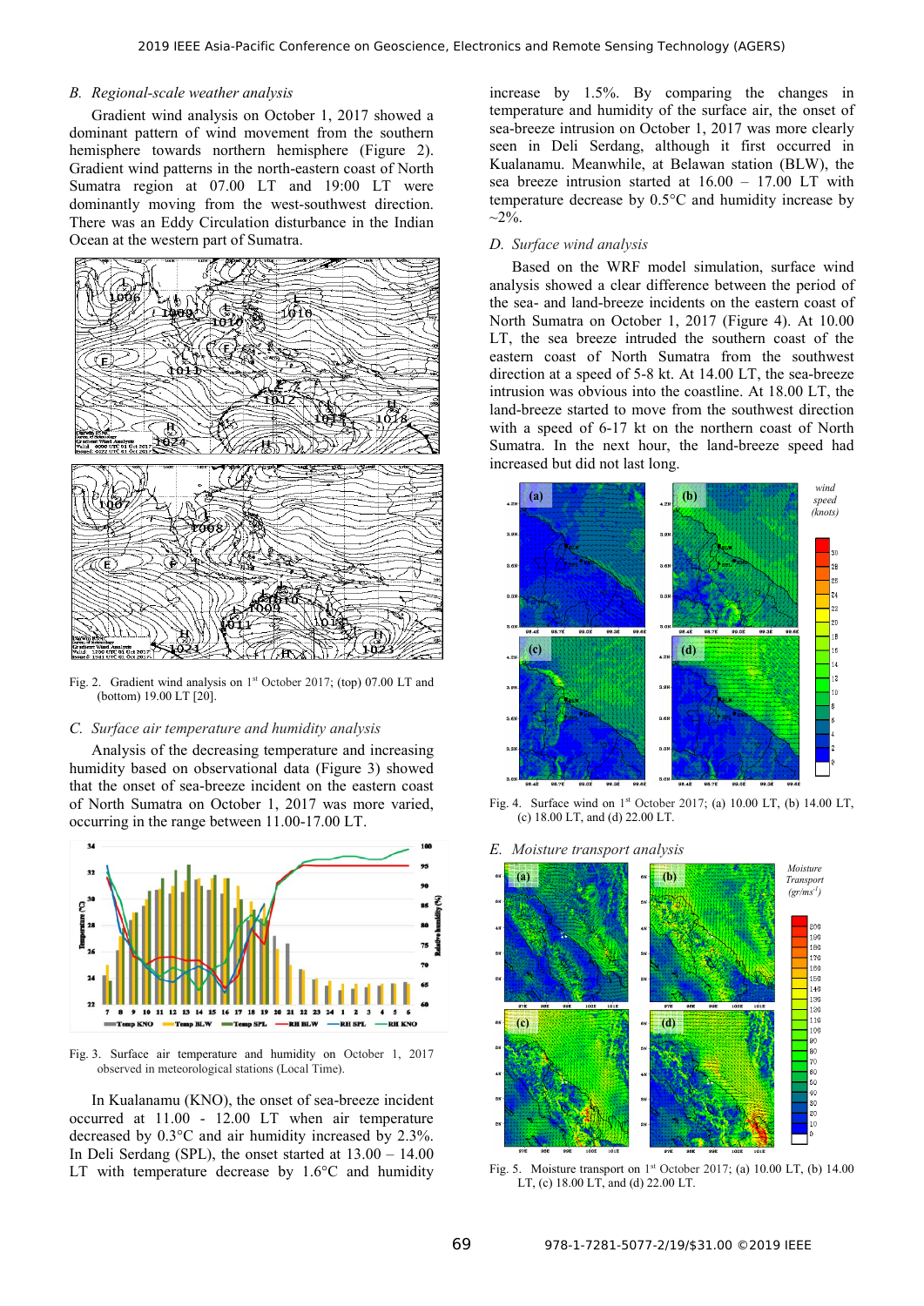### B. *Regional-scale weather analysis*

Gradient wind analysis on October 1, 2017 showed a dominant pattern of wind movement from the southern hemisphere towards northern hemisphere (Figure 2). Gradient wind patterns in the north-eastern coast of North Sumatra region at 07.00 LT and 19:00 LT were dominantly moving from the west-southwest direction. There was an Eddy Circulation disturbance in the Indian Ocean at the western part of Sumatra.

Fig. 2. Gradient wind analysis on 1st October 2017; (top) 07.00 LT and (bottom) 19.00 LT [20].

### C. *Surface air temperature and humidity analysis*

Analysis of the decreasing temperature and increasing humidity based on observational data (Figure 3) showed that the onset of sea-breeze incident on the eastern coast of North Sumatra on October 1, 2017 was more varied, occurring in the range between 11.00-17.00 LT.

Fig. 3. Surface air temperature and humidity on October 1, 2017 observed in meteorological stations (Local Time).

In Kualanamu (KNO), the onset of sea-breeze incident occurred at 11.00 - 12.00 LT when air temperature decreased by 0.3°C and air humidity increased by 2.3%. In Deli Serdang (SPL), the onset started at 13.00 – 14.00 LT with temperature decrease by 1.6°C and humidity increase by 1.5%. By comparing the changes in temperature and humidity of the surface air, the onset of sea-breeze intrusion on October 1, 2017 was more clearly seen in Deli Serdang, although it first occurred in Kualanamu. Meanwhile, at Belawan station (BLW), the sea breeze intrusion started at 16.00 – 17.00 LT with temperature decrease by 0.5°C and humidity increase by ~2%.

### D. *Surface wind analysis*

Based on the WRF model simulation, surface wind analysis showed a clear difference between the period of the sea- and land-breeze incidents on the eastern coast of North Sumatra on October 1, 2017 (Figure 4). At 10.00 LT, the sea breeze intruded the southern coast of the eastern coast of North Sumatra from the southwest direction at a speed of 5-8 kt. At 14.00 LT, the sea-breeze intrusion was obvious into the coastline. At 18.00 LT, the land-breeze started to move from the southwest direction with a speed of 6-17 kt on the northern coast of North Sumatra. In the next hour, the land-breeze speed had increased but did not last long.

Fig. 4. Surface wind on 1st October 2017; (a) 10.00 LT, (b) 14.00 LT, (c) 18.00 LT, and (d) 22.00 LT.

### E. *Moisture transport analysis*

Fig. 5. Moisture transport on 1st October 2017; (a) 10.00 LT, (b) 14.00 LT, (c) 18.00 LT, and (d) 22.00 LT.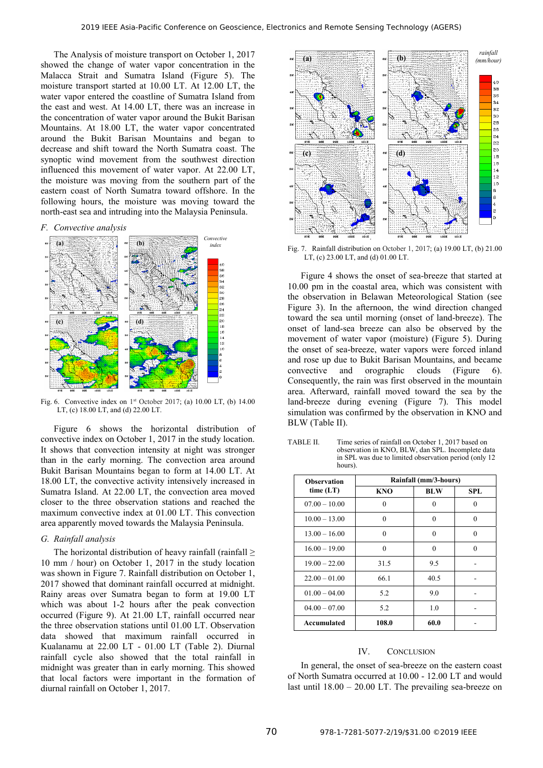The Analysis of moisture transport on October 1, 2017 showed the change of water vapor concentration in the Malacca Strait and Sumatra Island (Figure 5). The moisture transport started at 10.00 LT. At 12.00 LT, the water vapor entered the coastline of Sumatra Island from the east and west. At 14.00 LT, there was an increase in the concentration of water vapor around the Bukit Barisan Mountains. At 18.00 LT, the water vapor concentrated around the Bukit Barisan Mountains and began to decrease and shift toward the North Sumatra coast. The synoptic wind movement from the southwest direction influenced this movement of water vapor. At 22.00 LT, the moisture was moving from the southern part of the eastern coast of North Sumatra toward offshore. In the following hours, the moisture was moving toward the north-east sea and intruding into the Malaysia Peninsula.

### *F. Convective analysis*

Fig. 6. Convective index on 1st October 2017; (a) 10.00 LT, (b) 14.00 LT, (c) 18.00 LT, and (d) 22.00 LT.

Figure 6 shows the horizontal distribution of convective index on October 1, 2017 in the study location. It shows that convection intensity at night was stronger than in the early morning. The convection area around Bukit Barisan Mountains began to form at 14.00 LT. At 18.00 LT, the convective activity intensively increased in Sumatra Island. At 22.00 LT, the convection area moved closer to the three observation stations and reached the maximum convective index at 01.00 LT. This convection area apparently moved towards the Malaysia Peninsula.

### *G. Rainfall analysis*

The horizontal distribution of heavy rainfall (rainfall ≥ 10 mm / hour) on October 1, 2017 in the study location was shown in Figure 7. Rainfall distribution on October 1, 2017 showed that dominant rainfall occurred at midnight. Rainy areas over Sumatra began to form at 19.00 LT which was about 1-2 hours after the peak convection occurred (Figure 9). At 21.00 LT, rainfall occurred near the three observation stations until 01.00 LT. Observation data showed that maximum rainfall occurred in Kualanamu at 22.00 LT - 01.00 LT (Table 2). Diurnal rainfall cycle also showed that the total rainfall in midnight was greater than in early morning. This showed that local factors were important in the formation of diurnal rainfall on October 1, 2017.

Fig. 7. Rainfall distribution on October 1, 2017; (a) 19.00 LT, (b) 21.00 LT, (c) 23.00 LT, and (d) 01.00 LT.

Figure 4 shows the onset of sea-breeze that started at 10.00 pm in the coastal area, which was consistent with the observation in Belawan Meteorological Station (see Figure 3). In the afternoon, the wind direction changed toward the sea until morning (onset of land-breeze). The onset of land-sea breeze can also be observed by the movement of water vapor (moisture) (Figure 5). During the onset of sea-breeze, water vapors were forced inland and rose up due to Bukit Barisan Mountains, and became convective and orographic clouds (Figure 6). Consequently, the rain was first observed in the mountain area. Afterward, rainfall moved toward the sea by the land-breeze during evening (Figure 7). This model simulation was confirmed by the observation in KNO and BLW (Table II).

TABLE II. Time series of rainfall on October 1, 2017 based on observation in KNO, BLW, dan SPL. Incomplete data in SPL was due to limited observation period (only 12 hours).

| Observation time (LT) | Rainfall (mm/3-hours) | | |
|---|---|---|---|
| | KNO | BLW | SPL |
| 07.00 – 10.00 | 0 | 0 | 0 |
| 10.00 – 13.00 | 0 | 0 | 0 |
| 13.00 – 16.00 | 0 | 0 | 0 |
| 16.00 – 19.00 | 0 | 0 | 0 |
| 19.00 – 22.00 | 31.5 | 9.5 | - |
| 22.00 – 01.00 | 66.1 | 40.5 | - |
| 01.00 – 04.00 | 5.2 | 9.0 | - |
| 04.00 – 07.00 | 5.2 | 1.0 | - |
| **Accumulated** | **108.0** | **60.0** | - |

## IV. Conclusion

In general, the onset of sea-breeze on the eastern coast of North Sumatra occurred at 10.00 - 12.00 LT and would last until 18.00 – 20.00 LT. The prevailing sea-breeze on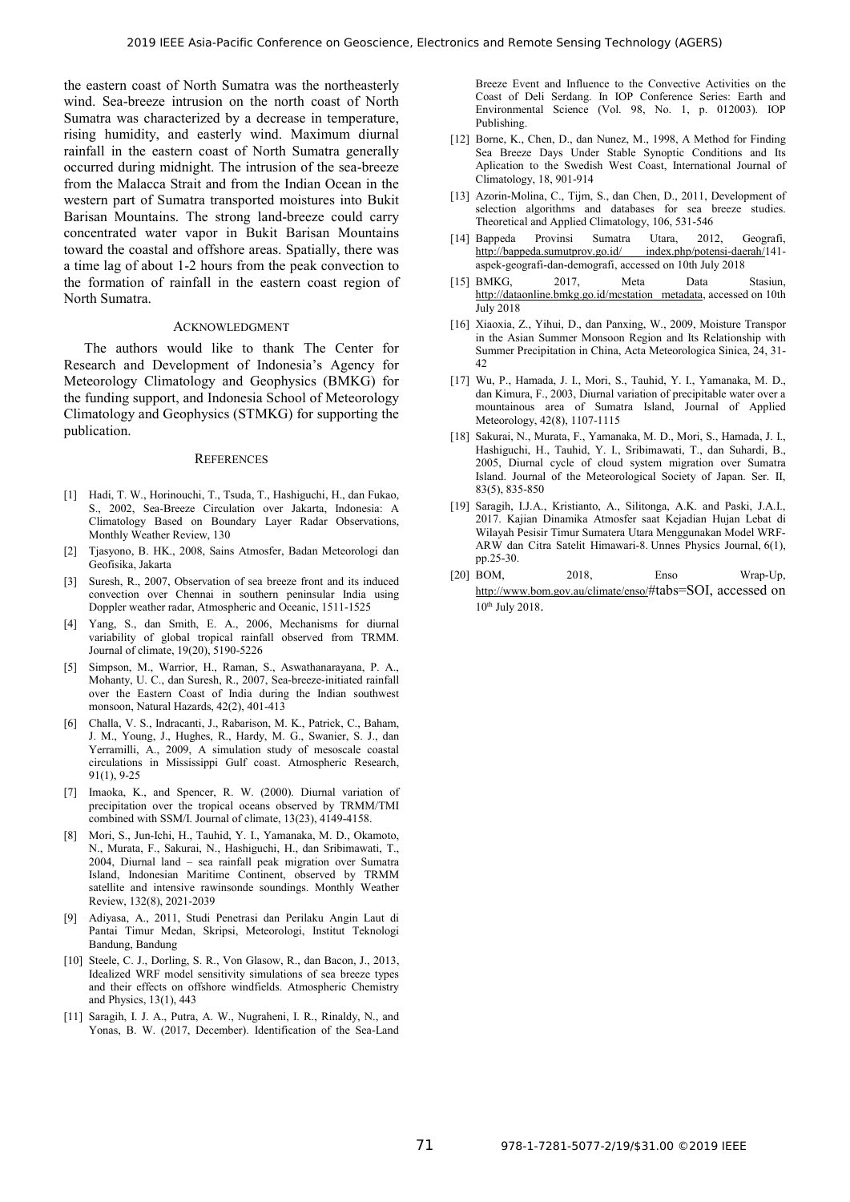the eastern coast of North Sumatra was the northeasterly wind. Sea-breeze intrusion on the north coast of North Sumatra was characterized by a decrease in temperature, rising humidity, and easterly wind. Maximum diurnal rainfall in the eastern coast of North Sumatra generally occurred during midnight. The intrusion of the sea-breeze from the Malacca Strait and from the Indian Ocean in the western part of Sumatra transported moistures into Bukit Barisan Mountains. The strong land-breeze could carry concentrated water vapor in Bukit Barisan Mountains toward the coastal and offshore areas. Spatially, there was a time lag of about 1-2 hours from the peak convection to the formation of rainfall in the eastern coast region of North Sumatra.

## ACKNOWLEDGMENT

The authors would like to thank The Center for Research and Development of Indonesia's Agency for Meteorology Climatology and Geophysics (BMKG) for the funding support, and Indonesia School of Meteorology Climatology and Geophysics (STMKG) for supporting the publication.

## REFERENCES

[1] Hadi, T. W., Horinouchi, T., Tsuda, T., Hashiguchi, H., dan Fukao, S., 2002, Sea-Breeze Circulation over Jakarta, Indonesia: A Climatology Based on Boundary Layer Radar Observations, Monthly Weather Review, 130

[2] Tjasyono, B. HK., 2008, Sains Atmosfer, Badan Meteorologi dan Geofisika, Jakarta

[3] Suresh, R., 2007, Observation of sea breeze front and its induced convection over Chennai in southern peninsular India using Doppler weather radar, Atmospheric and Oceanic, 1511-1525

[4] Yang, S., dan Smith, E. A., 2006, Mechanisms for diurnal variability of global tropical rainfall observed from TRMM. Journal of climate, 19(20), 5190-5226

[5] Simpson, M., Warrior, H., Raman, S., Aswathanarayana, P. A., Mohanty, U. C., dan Suresh, R., 2007, Sea-breeze-initiated rainfall over the Eastern Coast of India during the Indian southwest monsoon, Natural Hazards, 42(2), 401-413

[6] Challa, V. S., Indracanti, J., Rabarison, M. K., Patrick, C., Baham, J. M., Young, J., Hughes, R., Hardy, M. G., Swanier, S. J., dan Yerramilli, A., 2009, A simulation study of mesoscale coastal circulations in Mississippi Gulf coast. Atmospheric Research, 91(1), 9-25

[7] Imaoka, K., and Spencer, R. W. (2000). Diurnal variation of precipitation over the tropical oceans observed by TRMM/TMI combined with SSM/I. Journal of climate, 13(23), 4149-4158.

[8] Mori, S., Jun-Ichi, H., Tauhid, Y. I., Yamanaka, M. D., Okamoto, N., Murata, F., Sakurai, N., Hashiguchi, H., dan Sribimawati, T., 2004, Diurnal land – sea rainfall peak migration over Sumatra Island, Indonesian Maritime Continent, observed by TRMM satellite and intensive rawinsonde soundings. Monthly Weather Review, 132(8), 2021-2039

[9] Adiyasa, A., 2011, Studi Penetrasi dan Perilaku Angin Laut di Pantai Timur Medan, Skripsi, Meteorologi, Institut Teknologi Bandung, Bandung

[10] Steele, C. J., Dorling, S. R., Von Glasow, R., dan Bacon, J., 2013, Idealized WRF model sensitivity simulations of sea breeze types and their effects on offshore windfields. Atmospheric Chemistry and Physics, 13(1), 443

[11] Saragih, I. J. A., Putra, A. W., Nugraheni, I. R., Rinaldy, N., and Yonas, B. W. (2017, December). Identification of the Sea-Land Breeze Event and Influence to the Convective Activities on the Coast of Deli Serdang. In IOP Conference Series: Earth and Environmental Science (Vol. 98, No. 1, p. 012003). IOP Publishing.

[12] Borne, K., Chen, D., dan Nunez, M., 1998, A Method for Finding Sea Breeze Days Under Stable Synoptic Conditions and Its Aplication to the Swedish West Coast, International Journal of Climatology, 18, 901-914

[13] Azorin-Molina, C., Tijm, S., dan Chen, D., 2011, Development of selection algorithms and databases for sea breeze studies. Theoretical and Applied Climatology, 106, 531-546

[14] Bappeda Provinsi Sumatra Utara, 2012, Geografi, http://bappeda.sumutprov.go.id/ index.php/potensi-daerah/141-aspek-geografi-dan-demografi, accessed on 10th July 2018

[15] BMKG, 2017, Meta Data Stasiun, http://dataonline.bmkg.go.id/mcstation_metadata, accessed on 10th July 2018

[16] Xiaoxia, Z., Yihui, D., dan Panxing, W., 2009, Moisture Transpor in the Asian Summer Monsoon Region and Its Relationship with Summer Precipitation in China, Acta Meteorologica Sinica, 24, 31-42

[17] Wu, P., Hamada, J. I., Mori, S., Tauhid, Y. I., Yamanaka, M. D., dan Kimura, F., 2003, Diurnal variation of precipitable water over a mountainous area of Sumatra Island, Journal of Applied Meteorology, 42(8), 1107-1115

[18] Sakurai, N., Murata, F., Yamanaka, M. D., Mori, S., Hamada, J. I., Hashiguchi, H., Tauhid, Y. I., Sribimawati, T., dan Suhardi, B., 2005, Diurnal cycle of cloud system migration over Sumatra Island. Journal of the Meteorological Society of Japan. Ser. II, 83(5), 835-850

[19] Saragih, I.J.A., Kristianto, A., Silitonga, A.K. and Paski, J.A.I., 2017. Kajian Dinamika Atmosfer saat Kejadian Hujan Lebat di Wilayah Pesisir Timur Sumatera Utara Menggunakan Model WRF-ARW dan Citra Satelit Himawari-8. Unnes Physics Journal, 6(1), pp.25-30.

[20] BOM, 2018, Enso Wrap-Up, http://www.bom.gov.au/climate/enso/#tabs=SOI, accessed on 10th July 2018.